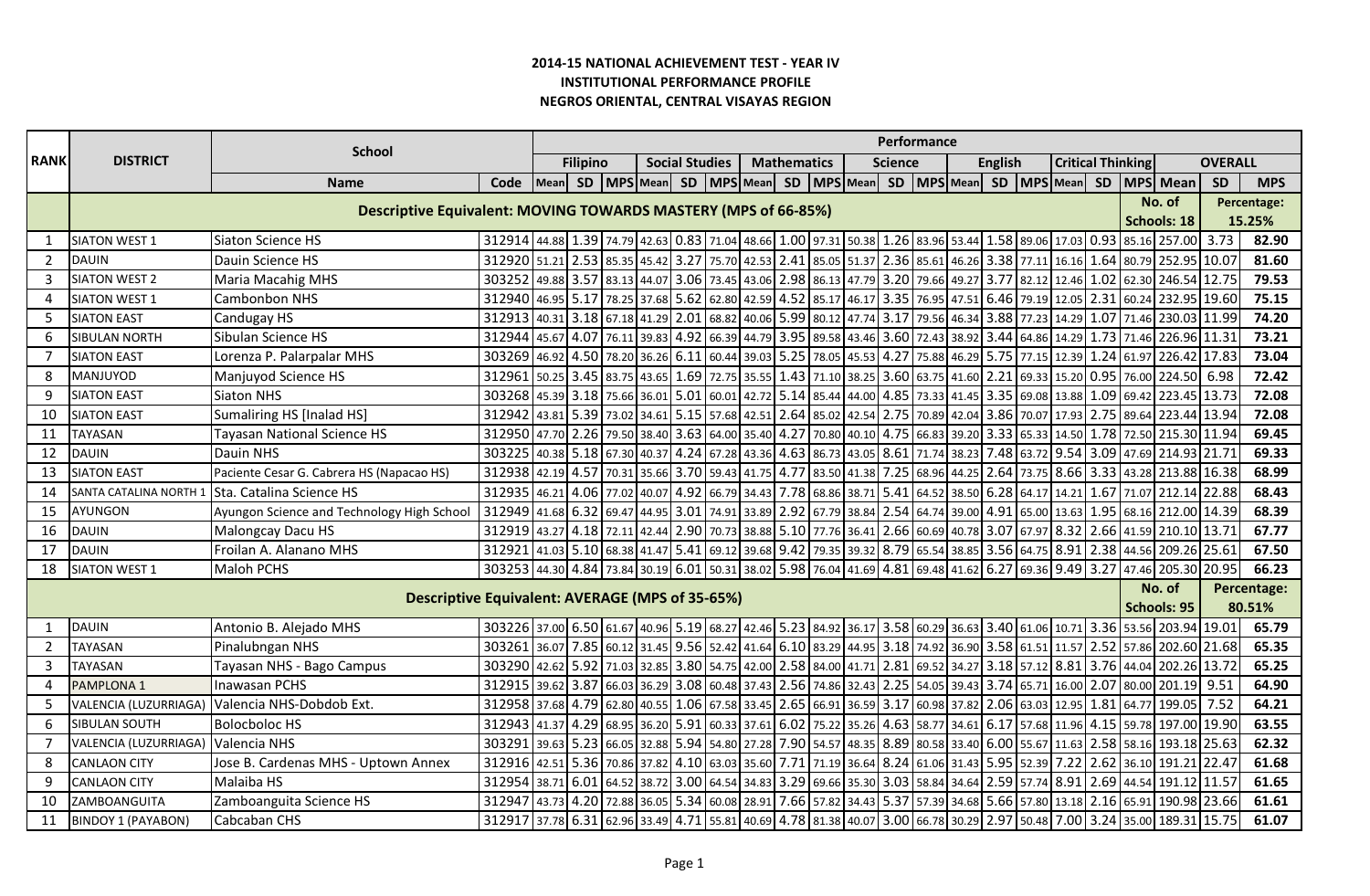**2014-15 NATIONAL ACHIEVEMENT TEST - YEAR IV**
**INSTITUTIONAL PERFORMANCE PROFILE**
**NEGROS ORIENTAL, CENTRAL VISAYAS REGION**

| RANK | DISTRICT | School | | Performance | | | | | | | | | | | | | | | | | | | | |
|---|---|---|---|---|---|---|---|---|---|---|---|---|---|---|---|---|---|---|---|---|---|---|---|---|
| | | | | Filipino | | | Social Studies | | | Mathematics | | | Science | | | English | | | Critical Thinking | | | OVERALL | | |
| | | Name | Code | Mean | SD | MPS | Mean | SD | MPS | Mean | SD | MPS | Mean | SD | MPS | Mean | SD | MPS | Mean | SD | MPS | Mean | SD | MPS |
| | **Descriptive Equivalent: MOVING TOWARDS MASTERY (MPS of 66-85%)** | | | | | | | | | | | | | | | | | | | | | No. of Schools: 18 | | Percentage: 15.25% |
| 1 | SIATON WEST 1 | Siaton Science HS | 312914 | 44.88 | 1.39 | 74.79 | 42.63 | 0.83 | 71.04 | 48.66 | 1.00 | 97.31 | 50.38 | 1.26 | 83.96 | 53.44 | 1.58 | 89.06 | 17.03 | 0.93 | 85.16 | 257.00 | 3.73 | 82.90 |
| 2 | DAUIN | Dauin Science HS | 312920 | 51.21 | 2.53 | 85.35 | 45.42 | 3.27 | 75.70 | 42.53 | 2.41 | 85.05 | 51.37 | 2.36 | 85.61 | 46.26 | 3.38 | 77.11 | 16.16 | 1.64 | 80.79 | 252.95 | 10.07 | 81.60 |
| 3 | SIATON WEST 2 | Maria Macahig MHS | 303252 | 49.88 | 3.57 | 83.13 | 44.07 | 3.06 | 73.45 | 43.06 | 2.98 | 86.13 | 47.79 | 3.20 | 79.66 | 49.27 | 3.77 | 82.12 | 12.46 | 1.02 | 62.30 | 246.54 | 12.75 | 79.53 |
| 4 | SIATON WEST 1 | Cambonbon NHS | 312940 | 46.95 | 5.17 | 78.25 | 37.68 | 5.62 | 62.80 | 42.59 | 4.52 | 85.17 | 46.17 | 3.35 | 76.95 | 47.51 | 6.46 | 79.19 | 12.05 | 2.31 | 60.24 | 232.95 | 19.60 | 75.15 |
| 5 | SIATON EAST | Candugay HS | 312913 | 40.31 | 3.18 | 67.18 | 41.29 | 2.01 | 68.82 | 40.06 | 5.99 | 80.12 | 47.74 | 3.17 | 79.56 | 46.34 | 3.88 | 77.23 | 14.29 | 1.07 | 71.46 | 230.03 | 11.99 | 74.20 |
| 6 | SIBULAN NORTH | Sibulan Science HS | 312944 | 45.67 | 4.07 | 76.11 | 39.83 | 4.92 | 66.39 | 44.79 | 3.95 | 89.58 | 43.46 | 3.60 | 72.43 | 38.92 | 3.44 | 64.86 | 14.29 | 1.73 | 71.46 | 226.96 | 11.31 | 73.21 |
| 7 | SIATON EAST | Lorenza P. Palarpalar MHS | 303269 | 46.92 | 4.50 | 78.20 | 36.26 | 6.11 | 60.44 | 39.03 | 5.25 | 78.05 | 45.53 | 4.27 | 75.88 | 46.29 | 5.75 | 77.15 | 12.39 | 1.24 | 61.97 | 226.42 | 17.83 | 73.04 |
| 8 | MANJUYOD | Manjuyod Science HS | 312961 | 50.25 | 3.45 | 83.75 | 43.65 | 1.69 | 72.75 | 35.55 | 1.43 | 71.10 | 38.25 | 3.60 | 63.75 | 41.60 | 2.21 | 69.33 | 15.20 | 0.95 | 76.00 | 224.50 | 6.98 | 72.42 |
| 9 | SIATON EAST | Siaton NHS | 303268 | 45.39 | 3.18 | 75.66 | 36.01 | 5.01 | 60.01 | 42.72 | 5.14 | 85.44 | 44.00 | 4.85 | 73.33 | 41.45 | 3.35 | 69.08 | 13.88 | 1.09 | 69.42 | 223.45 | 13.73 | 72.08 |
| 10 | SIATON EAST | Sumaliring HS [Inalad HS] | 312942 | 43.81 | 5.39 | 73.02 | 34.61 | 5.15 | 57.68 | 42.51 | 2.64 | 85.02 | 42.54 | 2.75 | 70.89 | 42.04 | 3.86 | 70.07 | 17.93 | 2.75 | 89.64 | 223.44 | 13.94 | 72.08 |
| 11 | TAYASAN | Tayasan National Science HS | 312950 | 47.70 | 2.26 | 79.50 | 38.40 | 3.63 | 64.00 | 35.40 | 4.27 | 70.80 | 40.10 | 4.75 | 66.83 | 39.20 | 3.33 | 65.33 | 14.50 | 1.78 | 72.50 | 215.30 | 11.94 | 69.45 |
| 12 | DAUIN | Dauin NHS | 303225 | 40.38 | 5.18 | 67.30 | 40.37 | 4.24 | 67.28 | 43.36 | 4.63 | 86.73 | 43.05 | 8.61 | 71.74 | 38.23 | 7.48 | 63.72 | 9.54 | 3.09 | 47.69 | 214.93 | 21.71 | 69.33 |
| 13 | SIATON EAST | Paciente Cesar G. Cabrera HS (Napacao HS) | 312938 | 42.19 | 4.57 | 70.31 | 35.66 | 3.70 | 59.43 | 41.75 | 4.77 | 83.50 | 41.38 | 7.25 | 68.96 | 44.25 | 2.64 | 73.75 | 8.66 | 3.33 | 43.28 | 213.88 | 16.38 | 68.99 |
| 14 | SANTA CATALINA NORTH 1 | Sta. Catalina Science HS | 312935 | 46.21 | 4.06 | 77.02 | 40.07 | 4.92 | 66.79 | 34.43 | 7.78 | 68.86 | 38.71 | 5.41 | 64.52 | 38.50 | 6.28 | 64.17 | 14.21 | 1.67 | 71.07 | 212.14 | 22.88 | 68.43 |
| 15 | AYUNGON | Ayungon Science and Technology High School | 312949 | 41.68 | 6.32 | 69.47 | 44.95 | 3.01 | 74.91 | 33.89 | 2.92 | 67.79 | 38.84 | 2.54 | 64.74 | 39.00 | 4.91 | 65.00 | 13.63 | 1.95 | 68.16 | 212.00 | 14.39 | 68.39 |
| 16 | DAUIN | Malongcay Dacu HS | 312919 | 43.27 | 4.18 | 72.11 | 42.44 | 2.90 | 70.73 | 38.88 | 5.10 | 77.76 | 36.41 | 2.66 | 60.69 | 40.78 | 3.07 | 67.97 | 8.32 | 2.66 | 41.59 | 210.10 | 13.71 | 67.77 |
| 17 | DAUIN | Froilan A. Alanano MHS | 312921 | 41.03 | 5.10 | 68.38 | 41.47 | 5.41 | 69.12 | 39.68 | 9.42 | 79.35 | 39.32 | 8.79 | 65.54 | 38.85 | 3.56 | 64.75 | 8.91 | 2.38 | 44.56 | 209.26 | 25.61 | 67.50 |
| 18 | SIATON WEST 1 | Maloh PCHS | 303253 | 44.30 | 4.84 | 73.84 | 30.19 | 6.01 | 50.31 | 38.02 | 5.98 | 76.04 | 41.69 | 4.81 | 69.48 | 41.62 | 6.27 | 69.36 | 9.49 | 3.27 | 47.46 | 205.30 | 20.95 | 66.23 |
| | **Descriptive Equivalent: AVERAGE (MPS of 35-65%)** | | | | | | | | | | | | | | | | | | | | | No. of Schools: 95 | | Percentage: 80.51% |
| 1 | DAUIN | Antonio B. Alejado MHS | 303226 | 37.00 | 6.50 | 61.67 | 40.96 | 5.19 | 68.27 | 42.46 | 5.23 | 84.92 | 36.17 | 3.58 | 60.29 | 36.63 | 3.40 | 61.06 | 10.71 | 3.36 | 53.56 | 203.94 | 19.01 | 65.79 |
| 2 | TAYASAN | Pinalubngan NHS | 303261 | 36.07 | 7.85 | 60.12 | 31.45 | 9.56 | 52.42 | 41.64 | 6.10 | 83.29 | 44.95 | 3.18 | 74.92 | 36.90 | 3.58 | 61.51 | 11.57 | 2.52 | 57.86 | 202.60 | 21.68 | 65.35 |
| 3 | TAYASAN | Tayasan NHS - Bago Campus | 303290 | 42.62 | 5.92 | 71.03 | 32.85 | 3.80 | 54.75 | 42.00 | 2.58 | 84.00 | 41.71 | 2.81 | 69.52 | 34.27 | 3.18 | 57.12 | 8.81 | 3.76 | 44.04 | 202.26 | 13.72 | 65.25 |
| 4 | PAMPLONA 1 | Inawasan PCHS | 312915 | 39.62 | 3.87 | 66.03 | 36.29 | 3.08 | 60.48 | 37.43 | 2.56 | 74.86 | 32.43 | 2.25 | 54.05 | 39.43 | 3.74 | 65.71 | 16.00 | 2.07 | 80.00 | 201.19 | 9.51 | 64.90 |
| 5 | VALENCIA (LUZURRIAGA) | Valencia NHS-Dobdob Ext. | 312958 | 37.68 | 4.79 | 62.80 | 40.55 | 1.06 | 67.58 | 33.45 | 2.65 | 66.91 | 36.59 | 3.17 | 60.98 | 37.82 | 2.06 | 63.03 | 12.95 | 1.81 | 64.77 | 199.05 | 7.52 | 64.21 |
| 6 | SIBULAN SOUTH | Bolocboloc HS | 312943 | 41.37 | 4.29 | 68.95 | 36.20 | 5.91 | 60.33 | 37.61 | 6.02 | 75.22 | 35.26 | 4.61 | 58.77 | 34.61 | 6.17 | 57.68 | 11.96 | 4.15 | 59.78 | 197.00 | 19.90 | 63.55 |
| 7 | VALENCIA (LUZURRIAGA) | Valencia NHS | 303291 | 39.63 | 5.23 | 66.05 | 32.88 | 5.94 | 54.80 | 27.28 | 7.90 | 54.57 | 48.35 | 8.89 | 80.58 | 33.40 | 6.00 | 55.67 | 11.63 | 2.58 | 58.16 | 193.18 | 25.63 | 62.32 |
| 8 | CANLAON CITY | Jose B. Cardenas MHS - Uptown Annex | 312916 | 42.51 | 5.36 | 70.86 | 37.82 | 4.10 | 63.03 | 35.60 | 7.71 | 71.19 | 36.64 | 8.24 | 61.06 | 31.43 | 5.95 | 52.39 | 7.22 | 2.62 | 36.10 | 191.21 | 22.47 | 61.68 |
| 9 | CANLAON CITY | Malaiba HS | 312954 | 38.71 | 6.01 | 64.52 | 38.72 | 3.00 | 64.54 | 34.83 | 3.29 | 69.66 | 35.30 | 3.03 | 58.84 | 34.64 | 2.59 | 57.74 | 8.91 | 2.69 | 44.54 | 191.12 | 11.57 | 61.65 |
| 10 | ZAMBOANGUITA | Zamboanguita Science HS | 312947 | 43.73 | 4.20 | 72.88 | 36.05 | 5.34 | 60.08 | 28.91 | 7.66 | 57.82 | 34.43 | 5.37 | 57.39 | 34.68 | 5.66 | 57.80 | 13.18 | 2.16 | 65.91 | 190.98 | 23.66 | 61.61 |
| 11 | BINDOY 1 (PAYABON) | Cabcaban CHS | 312917 | 37.78 | 6.31 | 62.96 | 33.49 | 4.71 | 55.81 | 40.69 | 4.78 | 81.38 | 40.07 | 3.00 | 66.78 | 30.29 | 2.97 | 50.48 | 7.00 | 3.24 | 35.00 | 189.31 | 15.75 | 61.07 |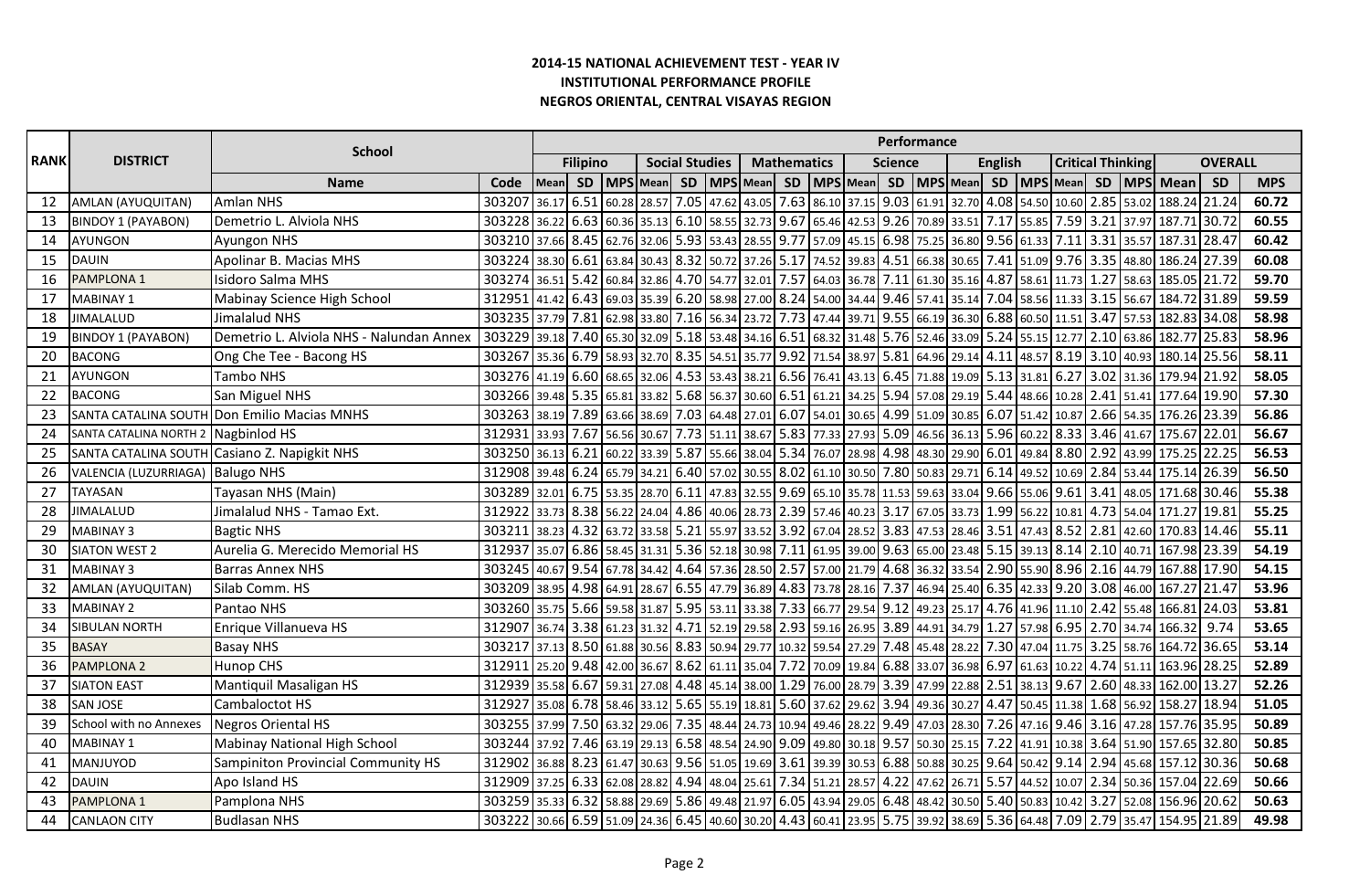**2014-15 NATIONAL ACHIEVEMENT TEST - YEAR IV**
**INSTITUTIONAL PERFORMANCE PROFILE**
**NEGROS ORIENTAL, CENTRAL VISAYAS REGION**

| RANK | DISTRICT | School | | Performance | | | | | | | | | | | | | | | | | | | | |
|---|---|---|---|---|---|---|---|---|---|---|---|---|---|---|---|---|---|---|---|---|---|---|---|---|
| | | | | Filipino | | | Social Studies | | | Mathematics | | | Science | | | English | | | Critical Thinking | | | OVERALL | | |
| | | Name | Code | Mean | SD | MPS | Mean | SD | MPS | Mean | SD | MPS | Mean | SD | MPS | Mean | SD | MPS | Mean | SD | MPS | Mean | SD | MPS |
| 12 | AMLAN (AYUQUITAN) | Amlan NHS | 303207 | 36.17 | 6.51 | 60.28 | 28.57 | 7.05 | 47.62 | 43.05 | 7.63 | 86.10 | 37.15 | 9.03 | 61.91 | 32.70 | 4.08 | 54.50 | 10.60 | 2.85 | 53.02 | 188.24 | 21.24 | 60.72 |
| 13 | BINDOY 1 (PAYABON) | Demetrio L. Alviola NHS | 303228 | 36.22 | 6.63 | 60.36 | 35.13 | 6.10 | 58.55 | 32.73 | 9.67 | 65.46 | 42.53 | 9.26 | 70.89 | 33.51 | 7.17 | 55.85 | 7.59 | 3.21 | 37.97 | 187.71 | 30.72 | 60.55 |
| 14 | AYUNGON | Ayungon NHS | 303210 | 37.66 | 8.45 | 62.76 | 32.06 | 5.93 | 53.43 | 28.55 | 9.77 | 57.09 | 45.15 | 6.98 | 75.25 | 36.80 | 9.56 | 61.33 | 7.11 | 3.31 | 35.57 | 187.31 | 28.47 | 60.42 |
| 15 | DAUIN | Apolinar B. Macias MHS | 303224 | 38.30 | 6.61 | 63.84 | 30.43 | 8.32 | 50.72 | 37.26 | 5.17 | 74.52 | 39.83 | 4.51 | 66.38 | 30.65 | 7.41 | 51.09 | 9.76 | 3.35 | 48.80 | 186.24 | 27.39 | 60.08 |
| 16 | PAMPLONA 1 | Isidoro Salma MHS | 303274 | 36.51 | 5.42 | 60.84 | 32.86 | 4.70 | 54.77 | 32.01 | 7.57 | 64.03 | 36.78 | 7.11 | 61.30 | 35.16 | 4.87 | 58.61 | 11.73 | 1.27 | 58.63 | 185.05 | 21.72 | 59.70 |
| 17 | MABINAY 1 | Mabinay Science High School | 312951 | 41.42 | 6.43 | 69.03 | 35.39 | 6.20 | 58.98 | 27.00 | 8.24 | 54.00 | 34.44 | 9.46 | 57.41 | 35.14 | 7.04 | 58.56 | 11.33 | 3.15 | 56.67 | 184.72 | 31.89 | 59.59 |
| 18 | JIMALALUD | Jimalalud NHS | 303235 | 37.79 | 7.81 | 62.98 | 33.80 | 7.16 | 56.34 | 23.72 | 7.73 | 47.44 | 39.71 | 9.55 | 66.19 | 36.30 | 6.88 | 60.50 | 11.51 | 3.47 | 57.53 | 182.83 | 34.08 | 58.98 |
| 19 | BINDOY 1 (PAYABON) | Demetrio L. Alviola NHS - Nalundan Annex | 303229 | 39.18 | 7.40 | 65.30 | 32.09 | 5.18 | 53.48 | 34.16 | 6.51 | 68.32 | 31.48 | 5.76 | 52.46 | 33.09 | 5.24 | 55.15 | 12.77 | 2.10 | 63.86 | 182.77 | 25.83 | 58.96 |
| 20 | BACONG | Ong Che Tee - Bacong HS | 303267 | 35.36 | 6.79 | 58.93 | 32.70 | 8.35 | 54.51 | 35.77 | 9.92 | 71.54 | 38.97 | 5.81 | 64.96 | 29.14 | 4.11 | 48.57 | 8.19 | 3.10 | 40.93 | 180.14 | 25.56 | 58.11 |
| 21 | AYUNGON | Tambo NHS | 303276 | 41.19 | 6.60 | 68.65 | 32.06 | 4.53 | 53.43 | 38.21 | 6.56 | 76.41 | 43.13 | 6.45 | 71.88 | 19.09 | 5.13 | 31.81 | 6.27 | 3.02 | 31.36 | 179.94 | 21.92 | 58.05 |
| 22 | BACONG | San Miguel NHS | 303266 | 39.48 | 5.35 | 65.81 | 33.82 | 5.68 | 56.37 | 30.60 | 6.51 | 61.21 | 34.25 | 5.94 | 57.08 | 29.19 | 5.44 | 48.66 | 10.28 | 2.41 | 51.41 | 177.64 | 19.90 | 57.30 |
| 23 | SANTA CATALINA SOUTH | Don Emilio Macias MNHS | 303263 | 38.19 | 7.89 | 63.66 | 38.69 | 7.03 | 64.48 | 27.01 | 6.07 | 54.01 | 30.65 | 4.99 | 51.09 | 30.85 | 6.07 | 51.42 | 10.87 | 2.66 | 54.35 | 176.26 | 23.39 | 56.86 |
| 24 | SANTA CATALINA NORTH 2 | Nagbinlod HS | 312931 | 33.93 | 7.67 | 56.56 | 30.67 | 7.73 | 51.11 | 38.67 | 5.83 | 77.33 | 27.93 | 5.09 | 46.56 | 36.13 | 5.96 | 60.22 | 8.33 | 3.46 | 41.67 | 175.67 | 22.01 | 56.67 |
| 25 | SANTA CATALINA SOUTH | Casiano Z. Napigkit NHS | 303250 | 36.13 | 6.21 | 60.22 | 33.39 | 5.87 | 55.66 | 38.04 | 5.34 | 76.07 | 28.98 | 4.98 | 48.30 | 29.90 | 6.01 | 49.84 | 8.80 | 2.92 | 43.99 | 175.25 | 22.25 | 56.53 |
| 26 | VALENCIA (LUZURRIAGA) | Balugo NHS | 312908 | 39.48 | 6.24 | 65.79 | 34.21 | 6.40 | 57.02 | 30.55 | 8.02 | 61.10 | 30.50 | 7.80 | 50.83 | 29.71 | 6.14 | 49.52 | 10.69 | 2.84 | 53.44 | 175.14 | 26.39 | 56.50 |
| 27 | TAYASAN | Tayasan NHS (Main) | 303289 | 32.01 | 6.75 | 53.35 | 28.70 | 6.11 | 47.83 | 32.55 | 9.69 | 65.10 | 35.78 | 11.53 | 59.63 | 33.04 | 9.66 | 55.06 | 9.61 | 3.41 | 48.05 | 171.68 | 30.46 | 55.38 |
| 28 | JIMALALUD | Jimalalud NHS - Tamao Ext. | 312922 | 33.73 | 8.38 | 56.22 | 24.04 | 4.86 | 40.06 | 28.73 | 2.39 | 57.46 | 40.23 | 3.17 | 67.05 | 33.73 | 1.99 | 56.22 | 10.81 | 4.73 | 54.04 | 171.27 | 19.81 | 55.25 |
| 29 | MABINAY 3 | Bagtic NHS | 303211 | 38.23 | 4.32 | 63.72 | 33.58 | 5.21 | 55.97 | 33.52 | 3.92 | 67.04 | 28.52 | 3.83 | 47.53 | 28.46 | 3.51 | 47.43 | 8.52 | 2.81 | 42.60 | 170.83 | 14.46 | 55.11 |
| 30 | SIATON WEST 2 | Aurelia G. Merecido Memorial HS | 312937 | 35.07 | 6.86 | 58.45 | 31.31 | 5.36 | 52.18 | 30.98 | 7.11 | 61.95 | 39.00 | 9.63 | 65.00 | 23.48 | 5.15 | 39.13 | 8.14 | 2.10 | 40.71 | 167.98 | 23.39 | 54.19 |
| 31 | MABINAY 3 | Barras Annex NHS | 303245 | 40.67 | 9.54 | 67.78 | 34.42 | 4.64 | 57.36 | 28.50 | 2.57 | 57.00 | 21.79 | 4.68 | 36.32 | 33.54 | 2.90 | 55.90 | 8.96 | 2.16 | 44.79 | 167.88 | 17.90 | 54.15 |
| 32 | AMLAN (AYUQUITAN) | Silab Comm. HS | 303209 | 38.95 | 4.98 | 64.91 | 28.67 | 6.55 | 47.79 | 36.89 | 4.83 | 73.78 | 28.16 | 7.37 | 46.94 | 25.40 | 6.35 | 42.33 | 9.20 | 3.08 | 46.00 | 167.27 | 21.47 | 53.96 |
| 33 | MABINAY 2 | Pantao NHS | 303260 | 35.75 | 5.66 | 59.58 | 31.87 | 5.95 | 53.11 | 33.38 | 7.33 | 66.77 | 29.54 | 9.12 | 49.23 | 25.17 | 4.76 | 41.96 | 11.10 | 2.42 | 55.48 | 166.81 | 24.03 | 53.81 |
| 34 | SIBULAN NORTH | Enrique Villanueva HS | 312907 | 36.74 | 3.38 | 61.23 | 31.32 | 4.71 | 52.19 | 29.58 | 2.93 | 59.16 | 26.95 | 3.89 | 44.91 | 34.79 | 1.27 | 57.98 | 6.95 | 2.70 | 34.74 | 166.32 | 9.74 | 53.65 |
| 35 | BASAY | Basay NHS | 303217 | 37.13 | 8.50 | 61.88 | 30.56 | 8.83 | 50.94 | 29.77 | 10.32 | 59.54 | 27.29 | 7.48 | 45.48 | 28.22 | 7.30 | 47.04 | 11.75 | 3.25 | 58.76 | 164.72 | 36.65 | 53.14 |
| 36 | PAMPLONA 2 | Hunop CHS | 312911 | 25.20 | 9.48 | 42.00 | 36.67 | 8.62 | 61.11 | 35.04 | 7.72 | 70.09 | 19.84 | 6.88 | 33.07 | 36.98 | 6.97 | 61.63 | 10.22 | 4.74 | 51.11 | 163.96 | 28.25 | 52.89 |
| 37 | SIATON EAST | Mantiquil Masaligan HS | 312939 | 35.58 | 6.67 | 59.31 | 27.08 | 4.48 | 45.14 | 38.00 | 1.29 | 76.00 | 28.79 | 3.39 | 47.99 | 22.88 | 2.51 | 38.13 | 9.67 | 2.60 | 48.33 | 162.00 | 13.27 | 52.26 |
| 38 | SAN JOSE | Cambaloctot HS | 312927 | 35.08 | 6.78 | 58.46 | 33.12 | 5.65 | 55.19 | 18.81 | 5.60 | 37.62 | 29.62 | 3.94 | 49.36 | 30.27 | 4.47 | 50.45 | 11.38 | 1.68 | 56.92 | 158.27 | 18.94 | 51.05 |
| 39 | School with no Annexes | Negros Oriental HS | 303255 | 37.99 | 7.50 | 63.32 | 29.06 | 7.35 | 48.44 | 24.73 | 10.94 | 49.46 | 28.22 | 9.49 | 47.03 | 28.30 | 7.26 | 47.16 | 9.46 | 3.16 | 47.28 | 157.76 | 35.95 | 50.89 |
| 40 | MABINAY 1 | Mabinay National High School | 303244 | 37.92 | 7.46 | 63.19 | 29.13 | 6.58 | 48.54 | 24.90 | 9.09 | 49.80 | 30.18 | 9.57 | 50.30 | 25.15 | 7.22 | 41.91 | 10.38 | 3.64 | 51.90 | 157.65 | 32.80 | 50.85 |
| 41 | MANJUYOD | Sampiniton Provincial Community HS | 312902 | 36.88 | 8.23 | 61.47 | 30.63 | 9.56 | 51.05 | 19.69 | 3.61 | 39.39 | 30.53 | 6.88 | 50.88 | 30.25 | 9.64 | 50.42 | 9.14 | 2.94 | 45.68 | 157.12 | 30.36 | 50.68 |
| 42 | DAUIN | Apo Island HS | 312909 | 37.25 | 6.33 | 62.08 | 28.82 | 4.94 | 48.04 | 25.61 | 7.34 | 51.21 | 28.57 | 4.22 | 47.62 | 26.71 | 5.57 | 44.52 | 10.07 | 2.34 | 50.36 | 157.04 | 22.69 | 50.66 |
| 43 | PAMPLONA 1 | Pamplona NHS | 303259 | 35.33 | 6.32 | 58.88 | 29.69 | 5.86 | 49.48 | 21.97 | 6.05 | 43.94 | 29.05 | 6.48 | 48.42 | 30.50 | 5.40 | 50.83 | 10.42 | 3.27 | 52.08 | 156.96 | 20.62 | 50.63 |
| 44 | CANLAON CITY | Budlasan NHS | 303222 | 30.66 | 6.59 | 51.09 | 24.36 | 6.45 | 40.60 | 30.20 | 4.43 | 60.41 | 23.95 | 5.75 | 39.92 | 38.69 | 5.36 | 64.48 | 7.09 | 2.79 | 35.47 | 154.95 | 21.89 | 49.98 |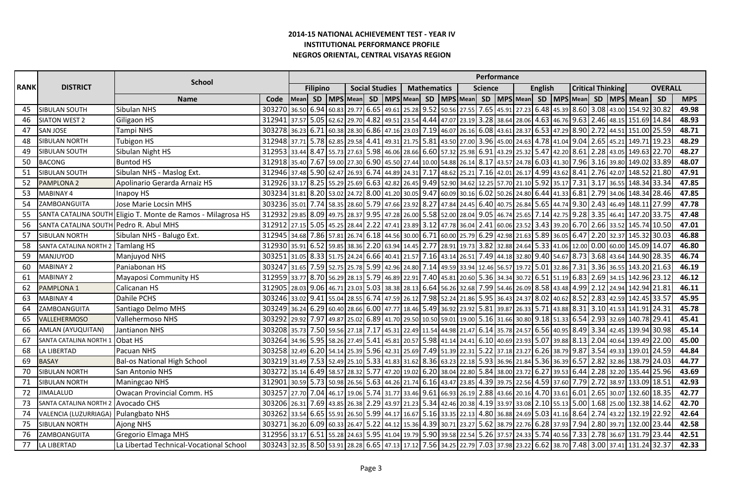## 2014-15 NATIONAL ACHIEVEMENT TEST - YEAR IV
## INSTITUTIONAL PERFORMANCE PROFILE
## NEGROS ORIENTAL, CENTRAL VISAYAS REGION

| RANK | DISTRICT | School | | Performance | | | | | | | | | | | | | | | | | | | | | |
|---|---|---|---|---|---|---|---|---|---|---|---|---|---|---|---|---|---|---|---|---|---|---|---|---|---|
| | | | | Filipino | | | Social Studies | | | Mathematics | | | Science | | | English | | | Critical Thinking | | | OVERALL | | | |
| | | Name | Code | Mean | SD | MPS | Mean | SD | MPS | Mean | SD | MPS | Mean | SD | MPS | Mean | SD | MPS | Mean | SD | MPS | Mean | SD | MPS |
| 45 | SIBULAN SOUTH | Sibulan NHS | 303270 | 36.50 | 6.94 | 60.83 | 29.77 | 6.65 | 49.61 | 25.28 | 9.52 | 50.56 | 27.55 | 7.65 | 45.91 | 27.23 | 6.48 | 45.39 | 8.60 | 3.08 | 43.00 | 154.92 | 30.82 | 49.98 |
| 46 | SIATON WEST 2 | Giligaon HS | 312941 | 37.57 | 5.05 | 62.62 | 29.70 | 4.82 | 49.51 | 23.54 | 4.44 | 47.07 | 23.19 | 3.28 | 38.64 | 28.06 | 4.63 | 46.76 | 9.63 | 2.46 | 48.15 | 151.69 | 14.84 | 48.93 |
| 47 | SAN JOSE | Tampi NHS | 303278 | 36.23 | 6.71 | 60.38 | 28.30 | 6.86 | 47.16 | 23.03 | 7.19 | 46.07 | 26.16 | 6.08 | 43.61 | 28.37 | 6.53 | 47.29 | 8.90 | 2.72 | 44.51 | 151.00 | 25.59 | 48.71 |
| 48 | SIBULAN NORTH | Tubigon HS | 312948 | 37.71 | 5.78 | 62.85 | 29.58 | 4.41 | 49.31 | 21.75 | 5.81 | 43.50 | 27.00 | 3.96 | 45.00 | 24.63 | 4.78 | 41.04 | 9.04 | 2.65 | 45.21 | 149.71 | 19.23 | 48.29 |
| 49 | SIBULAN SOUTH | Sibulan Night HS | 312953 | 33.44 | 8.47 | 55.73 | 27.63 | 5.98 | 46.06 | 28.66 | 6.60 | 57.32 | 25.98 | 6.91 | 43.29 | 25.32 | 5.47 | 42.20 | 8.61 | 2.28 | 43.05 | 149.63 | 22.70 | 48.27 |
| 50 | BACONG | Buntod HS | 312918 | 35.40 | 7.67 | 59.00 | 27.30 | 6.90 | 45.50 | 27.44 | 10.00 | 54.88 | 26.14 | 8.17 | 43.57 | 24.78 | 6.03 | 41.30 | 7.96 | 3.16 | 39.80 | 149.02 | 33.89 | 48.07 |
| 51 | SIBULAN SOUTH | Sibulan NHS - Maslog Ext. | 312946 | 37.48 | 5.90 | 62.47 | 26.93 | 6.74 | 44.89 | 24.31 | 7.17 | 48.62 | 25.21 | 7.16 | 42.01 | 26.17 | 4.99 | 43.62 | 8.41 | 2.76 | 42.07 | 148.52 | 21.80 | 47.91 |
| 52 | PAMPLONA 2 | Apolinario Gerarda Arnaiz HS | 312926 | 33.17 | 8.25 | 55.29 | 25.69 | 6.63 | 42.82 | 26.45 | 9.49 | 52.90 | 34.62 | 12.25 | 57.70 | 21.10 | 5.92 | 35.17 | 7.31 | 3.17 | 36.55 | 148.34 | 33.34 | 47.85 |
| 53 | MABINAY 4 | Inapoy HS | 303234 | 31.81 | 8.20 | 53.02 | 24.72 | 8.00 | 41.20 | 30.05 | 9.47 | 60.09 | 30.16 | 6.02 | 50.26 | 24.80 | 6.44 | 41.33 | 6.81 | 2.79 | 34.06 | 148.34 | 28.46 | 47.85 |
| 54 | ZAMBOANGUITA | Jose Marie Locsin MHS | 303236 | 35.01 | 7.74 | 58.35 | 28.60 | 5.79 | 47.66 | 23.92 | 8.27 | 47.84 | 24.45 | 6.40 | 40.75 | 26.84 | 5.65 | 44.74 | 9.30 | 2.43 | 46.49 | 148.11 | 27.99 | 47.78 |
| 55 | SANTA CATALINA SOUTH | Eligio T. Monte de Ramos - Milagrosa HS | 312932 | 29.85 | 8.09 | 49.75 | 28.37 | 9.95 | 47.28 | 26.00 | 5.58 | 52.00 | 28.04 | 9.05 | 46.74 | 25.65 | 7.14 | 42.75 | 9.28 | 3.35 | 46.41 | 147.20 | 33.75 | 47.48 |
| 56 | SANTA CATALINA SOUTH | Pedro R. Abul MHS | 312912 | 27.15 | 5.05 | 45.25 | 28.44 | 2.22 | 47.41 | 23.89 | 3.12 | 47.78 | 36.04 | 2.41 | 60.06 | 23.52 | 3.43 | 39.20 | 6.70 | 2.66 | 33.52 | 145.74 | 10.50 | 47.01 |
| 57 | SIBULAN NORTH | Sibulan NHS - Balugo Ext. | 312945 | 34.68 | 7.86 | 57.81 | 26.74 | 6.18 | 44.56 | 30.00 | 6.71 | 60.00 | 25.79 | 6.29 | 42.98 | 21.63 | 5.89 | 36.05 | 6.47 | 2.20 | 32.37 | 145.32 | 30.03 | 46.88 |
| 58 | SANTA CATALINA NORTH 2 | Tamlang HS | 312930 | 35.91 | 6.52 | 59.85 | 38.36 | 2.20 | 63.94 | 14.45 | 2.77 | 28.91 | 19.73 | 3.82 | 32.88 | 24.64 | 5.33 | 41.06 | 12.00 | 0.00 | 60.00 | 145.09 | 14.07 | 46.80 |
| 59 | MANJUYOD | Manjuyod NHS | 303251 | 31.05 | 8.33 | 51.75 | 24.24 | 6.66 | 40.41 | 21.57 | 7.16 | 43.14 | 26.51 | 7.49 | 44.18 | 32.80 | 9.40 | 54.67 | 8.73 | 3.68 | 43.64 | 144.90 | 28.35 | 46.74 |
| 60 | MABINAY 2 | Paniabonan HS | 303247 | 31.65 | 7.59 | 52.75 | 25.78 | 5.99 | 42.96 | 24.80 | 7.14 | 49.59 | 33.94 | 12.46 | 56.57 | 19.72 | 5.01 | 32.86 | 7.31 | 3.36 | 36.55 | 143.20 | 21.63 | 46.19 |
| 61 | MABINAY 2 | Mayaposi Community HS | 312959 | 33.77 | 8.70 | 56.29 | 28.13 | 5.79 | 46.89 | 22.91 | 7.40 | 45.81 | 20.60 | 5.36 | 34.34 | 30.72 | 6.51 | 51.19 | 6.83 | 2.69 | 34.15 | 142.96 | 23.12 | 46.12 |
| 62 | PAMPLONA 1 | Calicanan HS | 312905 | 28.03 | 9.06 | 46.71 | 23.03 | 5.03 | 38.38 | 28.13 | 6.64 | 56.26 | 32.68 | 7.99 | 54.46 | 26.09 | 8.58 | 43.48 | 4.99 | 2.12 | 24.94 | 142.94 | 21.81 | 46.11 |
| 63 | MABINAY 4 | Dahile PCHS | 303246 | 33.02 | 9.41 | 55.04 | 28.55 | 6.74 | 47.59 | 26.12 | 7.98 | 52.24 | 21.86 | 5.95 | 36.43 | 24.37 | 8.02 | 40.62 | 8.52 | 2.83 | 42.59 | 142.45 | 33.57 | 45.95 |
| 64 | ZAMBOANGUITA | Santiago Delmo MHS | 303249 | 36.24 | 6.29 | 60.40 | 28.66 | 6.00 | 47.77 | 18.46 | 5.49 | 36.92 | 23.92 | 5.81 | 39.87 | 26.33 | 5.71 | 43.88 | 8.31 | 3.10 | 41.53 | 141.91 | 24.31 | 45.78 |
| 65 | VALLEHERMOSO | Vallehermoso NHS | 303292 | 29.92 | 7.97 | 49.87 | 25.02 | 6.89 | 41.70 | 29.50 | 10.50 | 59.01 | 19.00 | 5.16 | 31.66 | 30.80 | 9.18 | 51.33 | 6.54 | 2.93 | 32.69 | 140.78 | 29.41 | 45.41 |
| 66 | AMLAN (AYUQUITAN) | Jantianon NHS | 303208 | 35.73 | 7.50 | 59.56 | 27.18 | 7.17 | 45.31 | 22.49 | 11.54 | 44.98 | 21.47 | 6.14 | 35.78 | 24.57 | 6.56 | 40.95 | 8.49 | 3.34 | 42.45 | 139.94 | 30.98 | 45.14 |
| 67 | SANTA CATALINA NORTH 1 | Obat HS | 303264 | 34.96 | 5.95 | 58.26 | 27.49 | 5.41 | 45.81 | 20.57 | 5.98 | 41.14 | 24.41 | 6.10 | 40.69 | 23.93 | 5.07 | 39.88 | 8.13 | 2.04 | 40.64 | 139.49 | 22.00 | 45.00 |
| 68 | LA LIBERTAD | Pacuan NHS | 303258 | 32.49 | 6.20 | 54.14 | 25.39 | 5.96 | 42.31 | 25.69 | 7.49 | 51.39 | 22.31 | 5.22 | 37.18 | 23.27 | 6.26 | 38.79 | 9.87 | 3.54 | 49.33 | 139.01 | 24.59 | 44.84 |
| 69 | BASAY | Bal-os National High School | 303219 | 31.49 | 7.53 | 52.49 | 25.10 | 5.33 | 41.83 | 31.62 | 8.36 | 63.23 | 22.18 | 5.93 | 36.96 | 21.84 | 5.36 | 36.39 | 6.57 | 2.82 | 32.86 | 138.79 | 24.03 | 44.77 |
| 70 | SIBULAN NORTH | San Antonio NHS | 303272 | 35.14 | 6.49 | 58.57 | 28.32 | 5.77 | 47.20 | 19.02 | 6.20 | 38.04 | 22.80 | 5.84 | 38.00 | 23.72 | 6.27 | 39.53 | 6.44 | 2.28 | 32.20 | 135.44 | 25.96 | 43.69 |
| 71 | SIBULAN NORTH | Maningcao NHS | 312901 | 30.59 | 5.73 | 50.98 | 26.56 | 5.63 | 44.26 | 21.74 | 6.16 | 43.47 | 23.85 | 4.39 | 39.75 | 22.56 | 4.59 | 37.60 | 7.79 | 2.72 | 38.97 | 133.09 | 18.51 | 42.93 |
| 72 | JIMALALUD | Owacan Provincial Comm. HS | 303257 | 27.70 | 7.04 | 46.17 | 19.06 | 5.74 | 31.77 | 33.46 | 9.61 | 66.93 | 26.19 | 2.88 | 43.66 | 20.16 | 4.70 | 33.61 | 6.01 | 2.65 | 30.07 | 132.60 | 18.35 | 42.77 |
| 73 | SANTA CATALINA NORTH 2 | Avocado CHS | 303206 | 26.31 | 7.69 | 43.85 | 26.38 | 2.29 | 43.97 | 21.23 | 5.34 | 42.46 | 20.38 | 4.19 | 33.97 | 33.08 | 2.10 | 55.13 | 5.00 | 1.68 | 25.00 | 132.38 | 14.62 | 42.70 |
| 74 | VALENCIA (LUZURRIAGA) | Pulangbato NHS | 303262 | 33.54 | 6.65 | 55.91 | 26.50 | 5.99 | 44.17 | 16.67 | 5.16 | 33.35 | 22.13 | 4.80 | 36.88 | 24.69 | 5.03 | 41.16 | 8.64 | 2.74 | 43.22 | 132.19 | 22.92 | 42.64 |
| 75 | SIBULAN NORTH | Ajong NHS | 303271 | 36.20 | 6.09 | 60.33 | 26.47 | 5.22 | 44.12 | 15.36 | 4.39 | 30.71 | 23.27 | 5.62 | 38.79 | 22.76 | 6.28 | 37.93 | 7.94 | 2.80 | 39.71 | 132.00 | 23.44 | 42.58 |
| 76 | ZAMBOANGUITA | Gregorio Elmaga MHS | 312956 | 33.17 | 6.51 | 55.28 | 24.63 | 5.95 | 41.04 | 19.79 | 5.90 | 39.58 | 22.54 | 5.26 | 37.57 | 24.33 | 5.74 | 40.56 | 7.33 | 2.78 | 36.67 | 131.79 | 23.44 | 42.51 |
| 77 | LA LIBERTAD | La Libertad Technical-Vocational School | 303243 | 32.35 | 8.50 | 53.91 | 28.28 | 6.65 | 47.13 | 17.12 | 7.56 | 34.25 | 22.79 | 7.03 | 37.98 | 23.22 | 6.62 | 38.70 | 7.48 | 3.00 | 37.41 | 131.24 | 32.37 | 42.33 |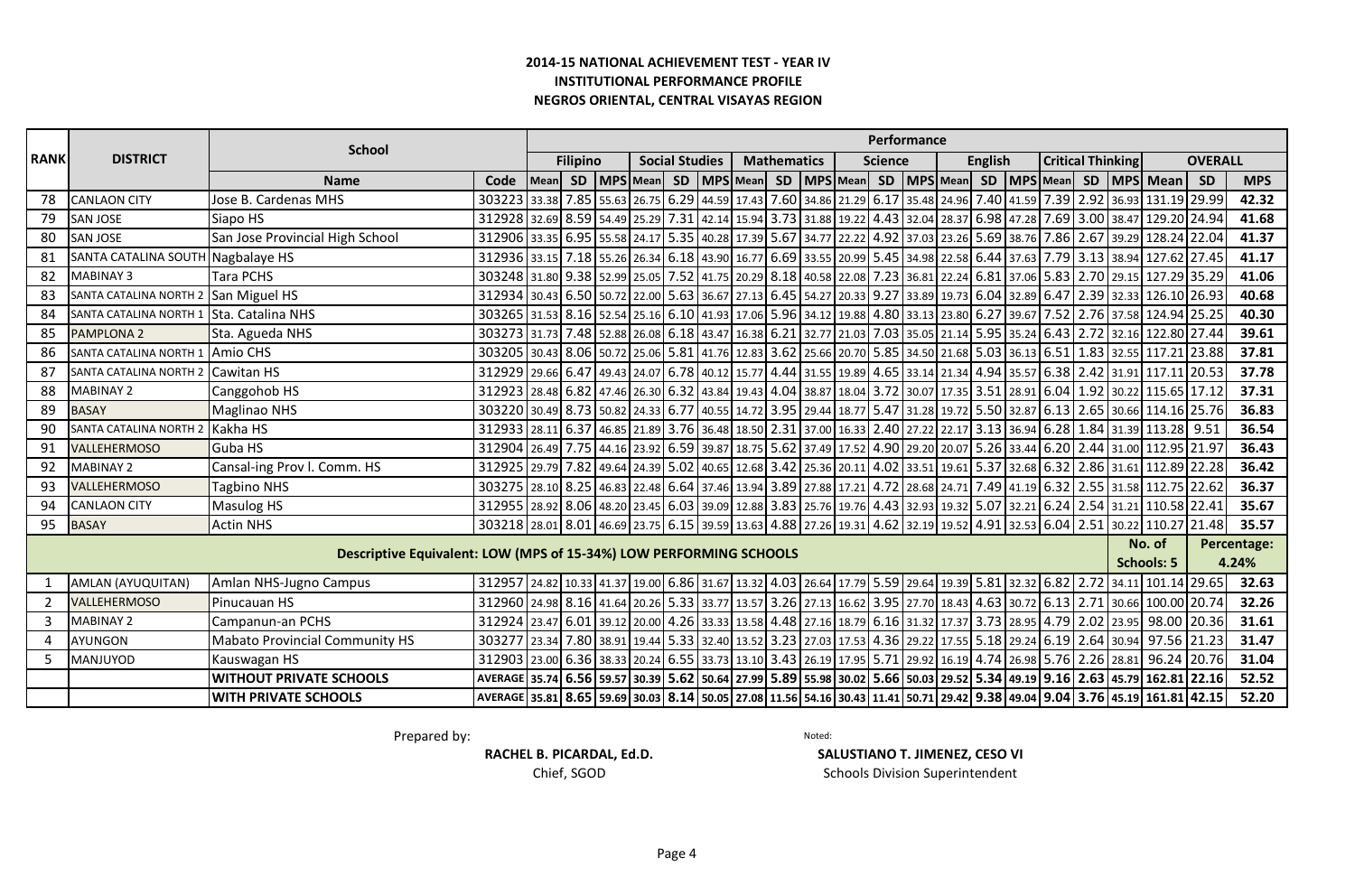**2014-15 NATIONAL ACHIEVEMENT TEST - YEAR IV**
**INSTITUTIONAL PERFORMANCE PROFILE**
**NEGROS ORIENTAL, CENTRAL VISAYAS REGION**

| RANK | DISTRICT | School | | Performance | | | | | | | | | | | | | | | | | | | | |
|---|---|---|---|---|---|---|---|---|---|---|---|---|---|---|---|---|---|---|---|---|---|---|---|---|
| | | | | Filipino | | | Social Studies | | | Mathematics | | | Science | | | English | | | Critical Thinking | | | OVERALL | | |
| | | Name | Code | Mean | SD | MPS | Mean | SD | MPS | Mean | SD | MPS | Mean | SD | MPS | Mean | SD | MPS | Mean | SD | MPS | Mean | SD | MPS |
| 78 | CANLAON CITY | Jose B. Cardenas MHS | 303223 | 33.38 | 7.85 | 55.63 | 26.75 | 6.29 | 44.59 | 17.43 | 7.60 | 34.86 | 21.29 | 6.17 | 35.48 | 24.96 | 7.40 | 41.59 | 7.39 | 2.92 | 36.93 | 131.19 | 29.99 | **42.32** |
| 79 | SAN JOSE | Siapo HS | 312928 | 32.69 | 8.59 | 54.49 | 25.29 | 7.31 | 42.14 | 15.94 | 3.73 | 31.88 | 19.22 | 4.43 | 32.04 | 28.37 | 6.98 | 47.28 | 7.69 | 3.00 | 38.47 | 129.20 | 24.94 | **41.68** |
| 80 | SAN JOSE | San Jose Provincial High School | 312906 | 33.35 | 6.95 | 55.58 | 24.17 | 5.35 | 40.28 | 17.39 | 5.67 | 34.77 | 22.22 | 4.92 | 37.03 | 23.26 | 5.69 | 38.76 | 7.86 | 2.67 | 39.29 | 128.24 | 22.04 | **41.37** |
| 81 | SANTA CATALINA SOUTH | Nagbalaye HS | 312936 | 33.15 | 7.18 | 55.26 | 26.34 | 6.18 | 43.90 | 16.77 | 6.69 | 33.55 | 20.99 | 5.45 | 34.98 | 22.58 | 6.44 | 37.63 | 7.79 | 3.13 | 38.94 | 127.62 | 27.45 | **41.17** |
| 82 | MABINAY 3 | Tara PCHS | 303248 | 31.80 | 9.38 | 52.99 | 25.05 | 7.52 | 41.75 | 20.29 | 8.18 | 40.58 | 22.08 | 7.23 | 36.81 | 22.24 | 6.81 | 37.06 | 5.83 | 2.70 | 29.15 | 127.29 | 35.29 | **41.06** |
| 83 | SANTA CATALINA NORTH 2 | San Miguel HS | 312934 | 30.43 | 6.50 | 50.72 | 22.00 | 5.63 | 36.67 | 27.13 | 6.45 | 54.27 | 20.33 | 9.27 | 33.89 | 19.73 | 6.04 | 32.89 | 6.47 | 2.39 | 32.33 | 126.10 | 26.93 | **40.68** |
| 84 | SANTA CATALINA NORTH 1 | Sta. Catalina NHS | 303265 | 31.53 | 8.16 | 52.54 | 25.16 | 6.10 | 41.93 | 17.06 | 5.96 | 34.12 | 19.88 | 4.80 | 33.13 | 23.80 | 6.27 | 39.67 | 7.52 | 2.76 | 37.58 | 124.94 | 25.25 | **40.30** |
| 85 | PAMPLONA 2 | Sta. Agueda NHS | 303273 | 31.73 | 7.48 | 52.88 | 26.08 | 6.18 | 43.47 | 16.38 | 6.21 | 32.77 | 21.03 | 7.03 | 35.05 | 21.14 | 5.95 | 35.24 | 6.43 | 2.72 | 32.16 | 122.80 | 27.44 | **39.61** |
| 86 | SANTA CATALINA NORTH 1 | Amio CHS | 303205 | 30.43 | 8.06 | 50.72 | 25.06 | 5.81 | 41.76 | 12.83 | 3.62 | 25.66 | 20.70 | 5.85 | 34.50 | 21.68 | 5.03 | 36.13 | 6.51 | 1.83 | 32.55 | 117.21 | 23.88 | **37.81** |
| 87 | SANTA CATALINA NORTH 2 | Cawitan HS | 312929 | 29.66 | 6.47 | 49.43 | 24.07 | 6.78 | 40.12 | 15.77 | 4.44 | 31.55 | 19.89 | 4.65 | 33.14 | 21.34 | 4.94 | 35.57 | 6.38 | 2.42 | 31.91 | 117.11 | 20.53 | **37.78** |
| 88 | MABINAY 2 | Canggohob HS | 312923 | 28.48 | 6.82 | 47.46 | 26.30 | 6.32 | 43.84 | 19.43 | 4.04 | 38.87 | 18.04 | 3.72 | 30.07 | 17.35 | 3.51 | 28.91 | 6.04 | 1.92 | 30.22 | 115.65 | 17.12 | **37.31** |
| 89 | BASAY | Maglinao NHS | 303220 | 30.49 | 8.73 | 50.82 | 24.33 | 6.77 | 40.55 | 14.72 | 3.95 | 29.44 | 18.77 | 5.47 | 31.28 | 19.72 | 5.50 | 32.87 | 6.13 | 2.65 | 30.66 | 114.16 | 25.76 | **36.83** |
| 90 | SANTA CATALINA NORTH 2 | Kakha HS | 312933 | 28.11 | 6.37 | 46.85 | 21.89 | 3.76 | 36.48 | 18.50 | 2.31 | 37.00 | 16.33 | 2.40 | 27.22 | 22.17 | 3.13 | 36.94 | 6.28 | 1.84 | 31.39 | 113.28 | 9.51 | **36.54** |
| 91 | VALLEHERMOSO | Guba HS | 312904 | 26.49 | 7.75 | 44.16 | 23.92 | 6.59 | 39.87 | 18.75 | 5.62 | 37.49 | 17.52 | 4.90 | 29.20 | 20.07 | 5.26 | 33.44 | 6.20 | 2.44 | 31.00 | 112.95 | 21.97 | **36.43** |
| 92 | MABINAY 2 | Cansal-ing Prov l. Comm. HS | 312925 | 29.79 | 7.82 | 49.64 | 24.39 | 5.02 | 40.65 | 12.68 | 3.42 | 25.36 | 20.11 | 4.02 | 33.51 | 19.61 | 5.37 | 32.68 | 6.32 | 2.86 | 31.61 | 112.89 | 22.28 | **36.42** |
| 93 | VALLEHERMOSO | Tagbino NHS | 303275 | 28.10 | 8.25 | 46.83 | 22.48 | 6.64 | 37.46 | 13.94 | 3.89 | 27.88 | 17.21 | 4.72 | 28.68 | 24.71 | 7.49 | 41.19 | 6.32 | 2.55 | 31.58 | 112.75 | 22.62 | **36.37** |
| 94 | CANLAON CITY | Masulog HS | 312955 | 28.92 | 8.06 | 48.20 | 23.45 | 6.03 | 39.09 | 12.88 | 3.83 | 25.76 | 19.76 | 4.43 | 32.93 | 19.32 | 5.07 | 32.21 | 6.24 | 2.54 | 31.21 | 110.58 | 22.41 | **35.67** |
| 95 | BASAY | Actin NHS | 303218 | 28.01 | 8.01 | 46.69 | 23.75 | 6.15 | 39.59 | 13.63 | 4.88 | 27.26 | 19.31 | 4.62 | 32.19 | 19.52 | 4.91 | 32.53 | 6.04 | 2.51 | 30.22 | 110.27 | 21.48 | **35.57** |
| | **Descriptive Equivalent: LOW (MPS of 15-34%) LOW PERFORMING SCHOOLS** | | | | | | | | | | | | | | | | | | | | | **No. of Schools: 5** | | **Percentage: 4.24%** |
| 1 | AMLAN (AYUQUITAN) | Amlan NHS-Jugno Campus | 312957 | 24.82 | 10.33 | 41.37 | 19.00 | 6.86 | 31.67 | 13.32 | 4.03 | 26.64 | 17.79 | 5.59 | 29.64 | 19.39 | 5.81 | 32.32 | 6.82 | 2.72 | 34.11 | 101.14 | 29.65 | **32.63** |
| 2 | VALLEHERMOSO | Pinucauan HS | 312960 | 24.98 | 8.16 | 41.64 | 20.26 | 5.33 | 33.77 | 13.57 | 3.26 | 27.13 | 16.62 | 3.95 | 27.70 | 18.43 | 4.63 | 30.72 | 6.13 | 2.71 | 30.66 | 100.00 | 20.74 | **32.26** |
| 3 | MABINAY 2 | Campanun-an PCHS | 312924 | 23.47 | 6.01 | 39.12 | 20.00 | 4.26 | 33.33 | 13.58 | 4.48 | 27.16 | 18.79 | 6.16 | 31.32 | 17.37 | 3.73 | 28.95 | 4.79 | 2.02 | 23.95 | 98.00 | 20.36 | **31.61** |
| 4 | AYUNGON | Mabato Provincial Community HS | 303277 | 23.34 | 7.80 | 38.91 | 19.44 | 5.33 | 32.40 | 13.52 | 3.23 | 27.03 | 17.53 | 4.36 | 29.22 | 17.55 | 5.18 | 29.24 | 6.19 | 2.64 | 30.94 | 97.56 | 21.23 | **31.47** |
| 5 | MANJUYOD | Kauswagan HS | 312903 | 23.00 | 6.36 | 38.33 | 20.24 | 6.55 | 33.73 | 13.10 | 3.43 | 26.19 | 17.95 | 5.71 | 29.92 | 16.19 | 4.74 | 26.98 | 5.76 | 2.26 | 28.81 | 96.24 | 20.76 | **31.04** |
| | | **WITHOUT PRIVATE SCHOOLS** | **AVERAGE** | **35.74** | **6.56** | **59.57** | **30.39** | **5.62** | **50.64** | **27.99** | **5.89** | **55.98** | **30.02** | **5.66** | **50.03** | **29.52** | **5.34** | **49.19** | **9.16** | **2.63** | **45.79** | **162.81** | **22.16** | **52.52** |
| | | **WITH PRIVATE SCHOOLS** | **AVERAGE** | **35.81** | **8.65** | **59.69** | **30.03** | **8.14** | **50.05** | **27.08** | **11.56** | **54.16** | **30.43** | **11.41** | **50.71** | **29.42** | **9.38** | **49.04** | **9.04** | **3.76** | **45.19** | **161.81** | **42.15** | **52.20** |

Prepared by:

**RACHEL B. PICARDAL, Ed.D.**
Chief, SGOD

Noted:

**SALUSTIANO T. JIMENEZ, CESO VI**
Schools Division Superintendent